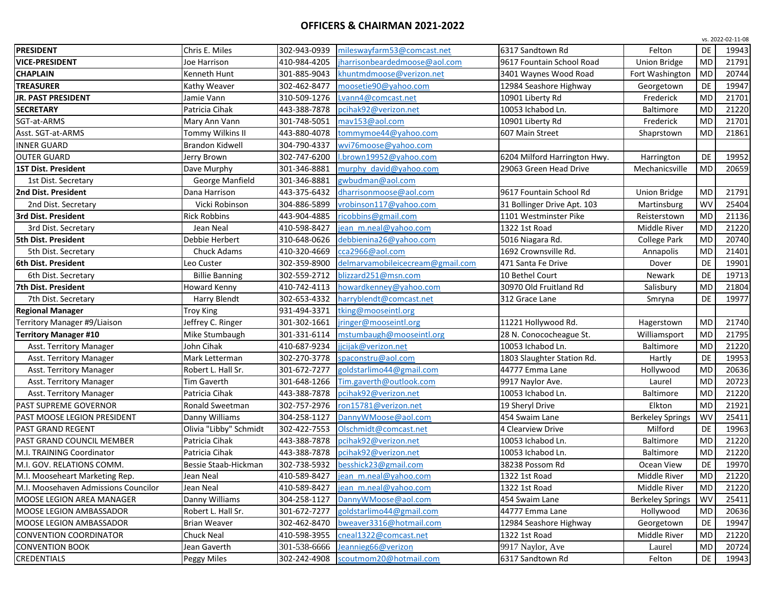# OFFICERS & CHAIRMAN 2021-2022

vs. 2022-02-11-08

| | | | | | | | |
|---|---|---|---|---|---|---|---|
| **PRESIDENT** | Chris E. Miles | 302-943-0939 | mileswayfarm53@comcast.net | 6317 Sandtown Rd | Felton | DE | 19943 |
| **VICE-PRESIDENT** | Joe Harrison | 410-984-4205 | jharrisonbeardedmoose@aol.com | 9617 Fountain School Road | Union Bridge | MD | 21791 |
| **CHAPLAIN** | Kenneth Hunt | 301-885-9043 | khuntmdmoose@verizon.net | 3401 Waynes Wood Road | Fort Washington | MD | 20744 |
| **TREASURER** | Kathy Weaver | 302-462-8477 | moosetie90@yahoo.com | 12984 Seashore Highway | Georgetown | DE | 19947 |
| **JR. PAST PRESIDENT** | Jamie Vann | 310-509-1276 | Lvann4@comcast.net | 10901 Liberty Rd | Frederick | MD | 21701 |
| **SECRETARY** | Patricia Cihak | 443-388-7878 | pcihak92@verizon.net | 10053 Ichabod Ln. | Baltimore | MD | 21220 |
| SGT-at-ARMS | Mary Ann Vann | 301-748-5051 | mav153@aol.com | 10901 Liberty Rd | Frederick | MD | 21701 |
| Asst. SGT-at-ARMS | Tommy Wilkins II | 443-880-4078 | tommymoe44@yahoo.com | 607 Main Street | Shaprstown | MD | 21861 |
| INNER GUARD | Brandon Kidwell | 304-790-4337 | wvi76moose@yahoo.com | | | | |
| OUTER GUARD | Jerry Brown | 302-747-6200 | l.brown19952@yahoo.com | 6204 Milford Harrington Hwy. | Harrington | DE | 19952 |
| **1ST Dist. President** | Dave Murphy | 301-346-8881 | murphy_david@yahoo.com | 29063 Green Head Drive | Mechanicsville | MD | 20659 |
| 1st Dist. Secretary | George Manfield | 301-346-8881 | gwbudman@aol.com | | | | |
| **2nd Dist. President** | Dana Harrison | 443-375-6432 | dharrisonmoose@aol.com | 9617 Fountain School Rd | Union Bridge | MD | 21791 |
| 2nd Dist. Secretary | Vicki Robinson | 304-886-5899 | vrobinson117@yahoo.com | 31 Bollinger Drive Apt. 103 | Martinsburg | WV | 25404 |
| **3rd Dist. President** | Rick Robbins | 443-904-4885 | ricobbins@gmail.com | 1101 Westminster Pike | Reisterstown | MD | 21136 |
| 3rd Dist. Secretary | Jean Neal | 410-598-8427 | jean_m.neal@yahoo.com | 1322 1st Road | Middle River | MD | 21220 |
| **5th Dist. President** | Debbie Herbert | 310-648-0626 | debbienina26@yahoo.com | 5016 Niagara Rd. | College Park | MD | 20740 |
| 5th Dist. Secretary | Chuck Adams | 410-320-4669 | cca2966@aol.com | 1692 Crownsville Rd. | Annapolis | MD | 21401 |
| **6th Dist. President** | Leo Custer | 302-359-8900 | delmarvamobileicecream@gmail.com | 471 Santa Fe Drive | Dover | DE | 19901 |
| 6th Dist. Secretary | Billie Banning | 302-559-2712 | blizzard251@msn.com | 10 Bethel Court | Newark | DE | 19713 |
| **7th Dist. President** | Howard Kenny | 410-742-4113 | howardkenney@yahoo.com | 30970 Old Fruitland Rd | Salisbury | MD | 21804 |
| 7th Dist. Secretary | Harry Blendt | 302-653-4332 | harryblendt@comcast.net | 312 Grace Lane | Smryna | DE | 19977 |
| **Regional Manager** | Troy King | 931-494-3371 | tking@mooseintl.org | | | | |
| Territory Manager #9/Liaison | Jeffrey C. Ringer | 301-302-1661 | jringer@mooseintl.org | 11221 Hollywood Rd. | Hagerstown | MD | 21740 |
| **Territory Manager #10** | Mike Stumbaugh | 301-331-6114 | mstumbaugh@mooseintl.org | 28 N. Conococheague St. | Williamsport | MD | 21795 |
| Asst. Territory Manager | John Cihak | 410-687-9234 | jjcijak@verizon.net | 10053 Ichabod Ln. | Baltimore | MD | 21220 |
| Asst. Territory Manager | Mark Letterman | 302-270-3778 | spaconstru@aol.com | 1803 Slaughter Station Rd. | Hartly | DE | 19953 |
| Asst. Territory Manager | Robert L. Hall Sr. | 301-672-7277 | goldstarlimo44@gmail.com | 44777 Emma Lane | Hollywood | MD | 20636 |
| Asst. Territory Manager | Tim Gaverth | 301-648-1266 | Tim.gaverth@outlook.com | 9917 Naylor Ave. | Laurel | MD | 20723 |
| Asst. Territory Manager | Patricia Cihak | 443-388-7878 | pcihak92@verizon.net | 10053 Ichabod Ln. | Baltimore | MD | 21220 |
| PAST SUPREME GOVERNOR | Ronald Sweetman | 302-757-2976 | ron15781@verizon.net | 19 Sheryl Drive | Elkton | MD | 21921 |
| PAST MOOSE LEGION PRESIDENT | Danny Williams | 304-258-1127 | DannyWMoose@aol.com | 454 Swaim Lane | Berkeley Springs | WV | 25411 |
| PAST GRAND REGENT | Olivia "Libby" Schmidt | 302-422-7553 | Olschmidt@comcast.net | 4 Clearview Drive | Milford | DE | 19963 |
| PAST GRAND COUNCIL MEMBER | Patricia Cihak | 443-388-7878 | pcihak92@verizon.net | 10053 Ichabod Ln. | Baltimore | MD | 21220 |
| M.I. TRAINING Coordinator | Patricia Cihak | 443-388-7878 | pcihak92@verizon.net | 10053 Ichabod Ln. | Baltimore | MD | 21220 |
| M.I. GOV. RELATIONS COMM. | Bessie Staab-Hickman | 302-738-5932 | besshick23@gmail.com | 38238 Possom Rd | Ocean View | DE | 19970 |
| M.I. Mooseheart Marketing Rep. | Jean Neal | 410-589-8427 | jean_m.neal@yahoo.com | 1322 1st Road | Middle River | MD | 21220 |
| M.I. Moosehaven Admissions Councilor | Jean Neal | 410-589-8427 | jean_m.neal@yahoo.com | 1322 1st Road | Middle River | MD | 21220 |
| MOOSE LEGION AREA MANAGER | Danny Williams | 304-258-1127 | DannyWMoose@aol.com | 454 Swaim Lane | Berkeley Springs | WV | 25411 |
| MOOSE LEGION AMBASSADOR | Robert L. Hall Sr. | 301-672-7277 | goldstarlimo44@gmail.com | 44777 Emma Lane | Hollywood | MD | 20636 |
| MOOSE LEGION AMBASSADOR | Brian Weaver | 302-462-8470 | bweaver3316@hotmail.com | 12984 Seashore Highway | Georgetown | DE | 19947 |
| CONVENTION COORDINATOR | Chuck Neal | 410-598-3955 | cneal1322@comcast.net | 1322 1st Road | Middle River | MD | 21220 |
| CONVENTION BOOK | Jean Gaverth | 301-538-6666 | Jeannieg66@verizon | 9917 Naylor, Ave | Laurel | MD | 20724 |
| CREDENTIALS | Peggy Miles | 302-242-4908 | scoutmom20@hotmail.com | 6317 Sandtown Rd | Felton | DE | 19943 |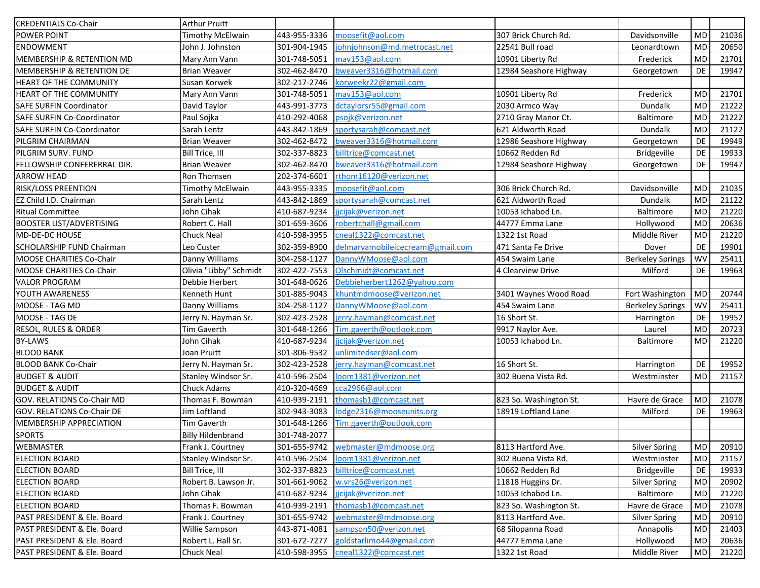| | | | | | | | |
|---|---|---|---|---|---|---|---|
| CREDENTIALS Co-Chair | Arthur Pruitt | | | | | | |
| POWER POINT | Timothy McElwain | 443-955-3336 | moosefit@aol.com | 307 Brick Church Rd. | Davidsonville | MD | 21036 |
| ENDOWMENT | John J. Johnston | 301-904-1945 | johnjohnson@md.metrocast.net | 22541 Bull road | Leonardtown | MD | 20650 |
| MEMBERSHIP & RETENTION MD | Mary Ann Vann | 301-748-5051 | mav153@aol.com | 10901 Liberty Rd | Frederick | MD | 21701 |
| MEMBERSHIP & RETENTION DE | Brian Weaver | 302-462-8470 | bweaver3316@hotmail.com | 12984 Seashore Highway | Georgetown | DE | 19947 |
| HEART OF THE COMMUNITY | Susan Korwek | 302-217-2746 | korweekr22@gmail.com | | | | |
| HEART OF THE COMMUNITY | Mary Ann Vann | 301-748-5051 | mav153@aol.com | 10901 Liberty Rd | Frederick | MD | 21701 |
| SAFE SURFIN Coordinator | David Taylor | 443-991-3773 | dctaylorsr55@gmail.com | 2030 Armco Way | Dundalk | MD | 21222 |
| SAFE SURFIN Co-Coordinator | Paul Sojka | 410-292-4068 | psojk@verizon.net | 2710 Gray Manor Ct. | Baltimore | MD | 21222 |
| SAFE SURFIN Co-Coordinator | Sarah Lentz | 443-842-1869 | sportysarah@comcast.net | 621 Aldworth Road | Dundalk | MD | 21122 |
| PILGRIM CHAIRMAN | Brian Weaver | 302-462-8472 | bweaver3316@hotmail.com | 12986 Seashore Highway | Georgetown | DE | 19949 |
| PILGRIM SURV. FUND | Bill Trice, III | 302-337-8823 | billtrice@comcast.net | 10662 Redden Rd | Bridgeville | DE | 19933 |
| FELLOWSHIP CONFERERRAL DIR. | Brian Weaver | 302-462-8470 | bweaver3316@hotmail.com | 12984 Seashore Highway | Georgetown | DE | 19947 |
| ARROW HEAD | Ron Thomsen | 202-374-6601 | rthom16120@verizon.net | | | | |
| RISK/LOSS PREENTION | Timothy McElwain | 443-955-3335 | moosefit@aol.com | 306 Brick Church Rd. | Davidsonville | MD | 21035 |
| EZ Child I.D. Chairman | Sarah Lentz | 443-842-1869 | sportysarah@comcast.net | 621 Aldworth Road | Dundalk | MD | 21122 |
| Ritual Committee | John Cihak | 410-687-9234 | jjcijak@verizon.net | 10053 Ichabod Ln. | Baltimore | MD | 21220 |
| BOOSTER LIST/ADVERTISING | Robert C. Hall | 301-659-3606 | robertchall@gmail.com | 44777 Emma Lane | Hollywood | MD | 20636 |
| MD-DE-DC HOUSE | Chuck Neal | 410-598-3955 | cneal1322@comcast.net | 1322 1st Road | Middle River | MD | 21220 |
| SCHOLARSHIP FUND Chairman | Leo Custer | 302-359-8900 | delmarvamobileicecream@gmail.com | 471 Santa Fe Drive | Dover | DE | 19901 |
| MOOSE CHARITIES Co-Chair | Danny Williams | 304-258-1127 | DannyWMoose@aol.com | 454 Swaim Lane | Berkeley Springs | WV | 25411 |
| MOOSE CHARITIES Co-Chair | Olivia "Libby" Schmidt | 302-422-7553 | Olschmidt@comcast.net | 4 Clearview Drive | Milford | DE | 19963 |
| VALOR PROGRAM | Debbie Herbert | 301-648-0626 | Debbieherbert1262@yahoo.com | | | | |
| YOUTH AWARENESS | Kenneth Hunt | 301-885-9043 | khuntmdmoose@verizon.net | 3401 Waynes Wood Road | Fort Washington | MD | 20744 |
| MOOSE - TAG MD | Danny Williams | 304-258-1127 | DannyWMoose@aol.com | 454 Swaim Lane | Berkeley Springs | WV | 25411 |
| MOOSE - TAG DE | Jerry N. Hayman Sr. | 302-423-2528 | jerry.hayman@comcast.net | 16 Short St. | Harrington | DE | 19952 |
| RESOL, RULES & ORDER | Tim Gaverth | 301-648-1266 | Tim.gaverth@outlook.com | 9917 Naylor Ave. | Laurel | MD | 20723 |
| BY-LAWS | John Cihak | 410-687-9234 | jjcijak@verizon.net | 10053 Ichabod Ln. | Baltimore | MD | 21220 |
| BLOOD BANK | Joan Pruitt | 301-806-9532 | unlimitedser@aol.com | | | | |
| BLOOD BANK Co-Chair | Jerry N. Hayman Sr. | 302-423-2528 | jerry.hayman@comcast.net | 16 Short St. | Harrington | DE | 19952 |
| BUDGET & AUDIT | Stanley Windsor Sr. | 410-596-2504 | loom1381@verizon.net | 302 Buena Vista Rd. | Westminster | MD | 21157 |
| BUDGET & AUDIT | Chuck Adams | 410-320-4669 | cca2966@aol.com | | | | |
| GOV. RELATIONS Co-Chair MD | Thomas F. Bowman | 410-939-2191 | thomasb1@comcast.net | 823 So. Washington St. | Havre de Grace | MD | 21078 |
| GOV. RELATIONS Co-Chair DE | Jim Loftland | 302-943-3083 | lodge2316@mooseunits.org | 18919 Loftland Lane | Milford | DE | 19963 |
| MEMBERSHIP APPRECIATION | Tim Gaverth | 301-648-1266 | Tim.gaverth@outlook.com | | | | |
| SPORTS | Billy Hildenbrand | 301-748-2077 | | | | | |
| WEBMASTER | Frank J. Courtney | 301-655-9742 | webmaster@mdmoose.org | 8113 Hartford Ave. | Silver Spring | MD | 20910 |
| ELECTION BOARD | Stanley Windsor Sr. | 410-596-2504 | loom1381@verizon.net | 302 Buena Vista Rd. | Westminster | MD | 21157 |
| ELECTION BOARD | Bill Trice, III | 302-337-8823 | billtrice@comcast.net | 10662 Redden Rd | Bridgeville | DE | 19933 |
| ELECTION BOARD | Robert B. Lawson Jr. | 301-661-9062 | w.vrs26@verizon.net | 11818 Huggins Dr. | Silver Spring | MD | 20902 |
| ELECTION BOARD | John Cihak | 410-687-9234 | jjcijak@verizon.net | 10053 Ichabod Ln. | Baltimore | MD | 21220 |
| ELECTION BOARD | Thomas F. Bowman | 410-939-2191 | thomasb1@comcast.net | 823 So. Washington St. | Havre de Grace | MD | 21078 |
| PAST PRESIDENT & Ele. Board | Frank J. Courtney | 301-655-9742 | webmaster@mdmoose.org | 8113 Hartford Ave. | Silver Spring | MD | 20910 |
| PAST PRESIDENT & Ele. Board | Willie Sampson | 443-871-4081 | sampson50@verizon.net | 68 Silopanna Road | Annapolis | MD | 21403 |
| PAST PRESIDENT & Ele. Board | Robert L. Hall Sr. | 301-672-7277 | goldstarlimo44@gmail.com | 44777 Emma Lane | Hollywood | MD | 20636 |
| PAST PRESIDENT & Ele. Board | Chuck Neal | 410-598-3955 | cneal1322@comcast.net | 1322 1st Road | Middle River | MD | 21220 |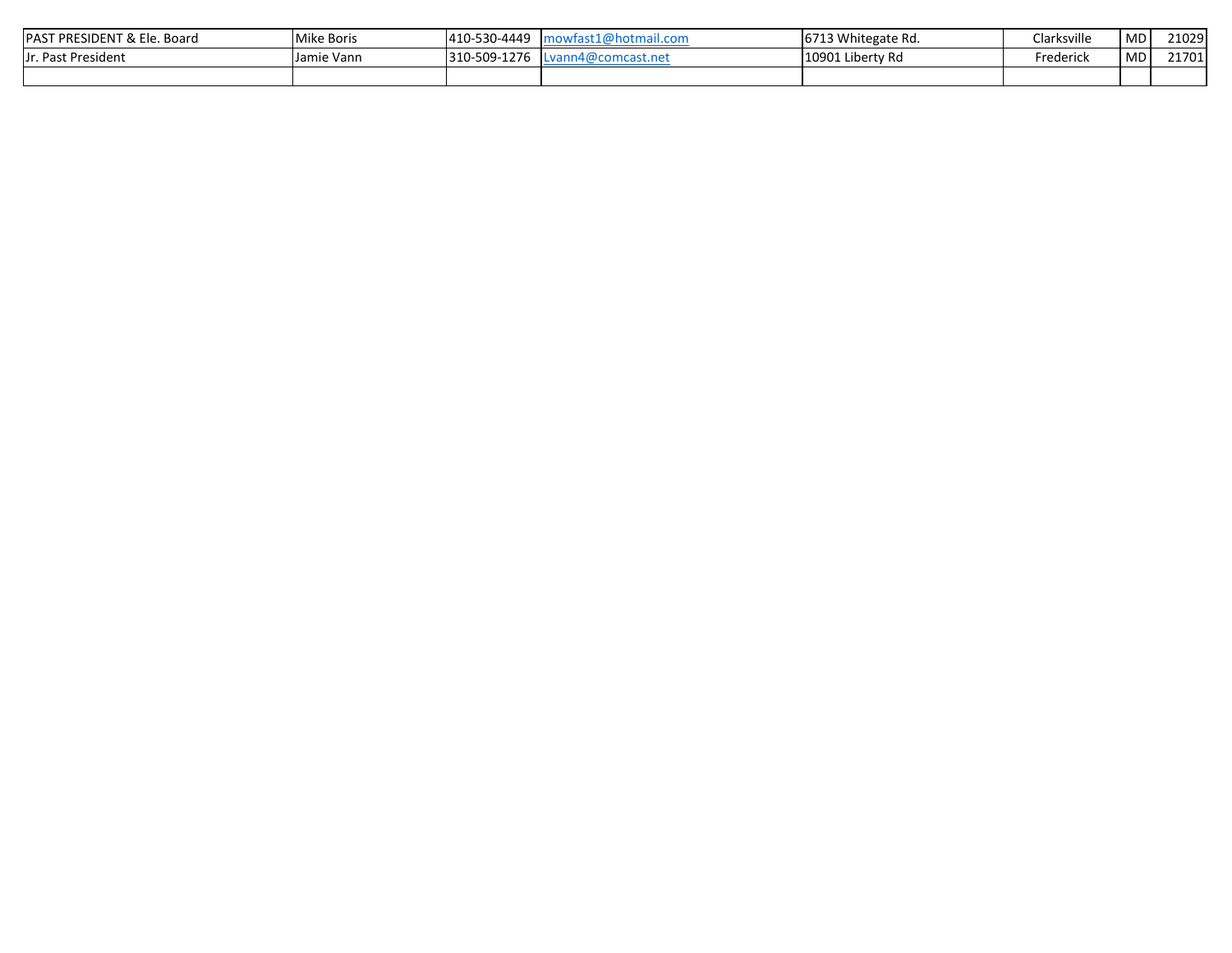| | | | | | | | |
|---|---|---|---|---|---|---|---|
| PAST PRESIDENT & Ele. Board | Mike Boris | 410-530-4449 | mowfast1@hotmail.com | 6713 Whitegate Rd. | Clarksville | MD | 21029 |
| Jr. Past President | Jamie Vann | 310-509-1276 | Lvann4@comcast.net | 10901 Liberty Rd | Frederick | MD | 21701 |
| | | | | | | | |